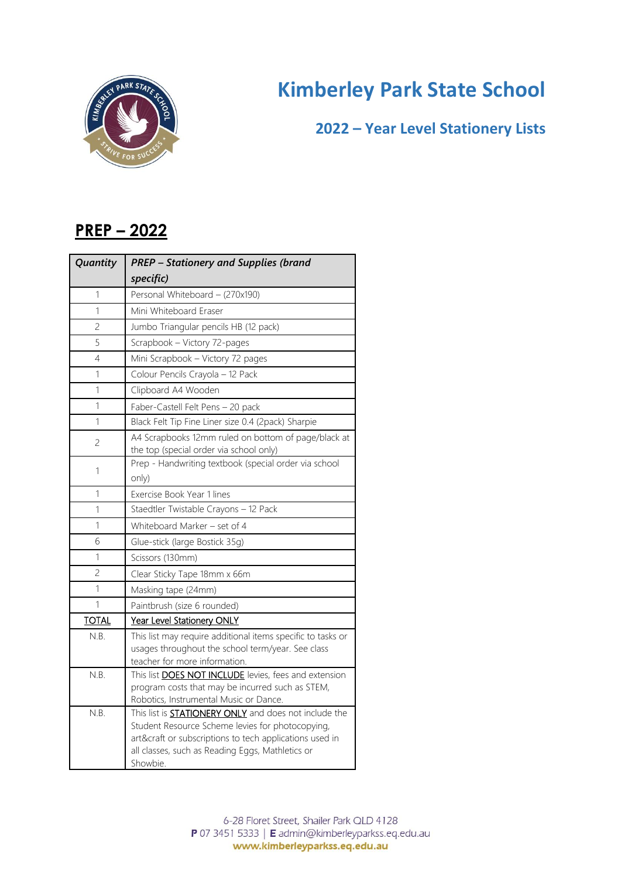# Kimberley Park State School

## 2022 – Year Level Stationery Lists

## PREP – 2022

| *Quantity* | *PREP – Stationery and Supplies (brand specific)* |
|---|---|
| 1 | Personal Whiteboard – (270x190) |
| 1 | Mini Whiteboard Eraser |
| 2 | Jumbo Triangular pencils HB (12 pack) |
| 5 | Scrapbook – Victory 72-pages |
| 4 | Mini Scrapbook – Victory 72 pages |
| 1 | Colour Pencils Crayola – 12 Pack |
| 1 | Clipboard A4 Wooden |
| 1 | Faber-Castell Felt Pens – 20 pack |
| 1 | Black Felt Tip Fine Liner size 0.4 (2pack) Sharpie |
| 2 | A4 Scrapbooks 12mm ruled on bottom of page/black at the top (special order via school only) |
| 1 | Prep - Handwriting textbook (special order via school only) |
| 1 | Exercise Book Year 1 lines |
| 1 | Staedtler Twistable Crayons – 12 Pack |
| 1 | Whiteboard Marker – set of 4 |
| 6 | Glue-stick (large Bostick 35g) |
| 1 | Scissors (130mm) |
| 2 | Clear Sticky Tape 18mm x 66m |
| 1 | Masking tape (24mm) |
| 1 | Paintbrush (size 6 rounded) |
| TOTAL | Year Level Stationery ONLY |
| N.B. | This list may require additional items specific to tasks or usages throughout the school term/year. See class teacher for more information. |
| N.B. | This list DOES NOT INCLUDE levies, fees and extension program costs that may be incurred such as STEM, Robotics, Instrumental Music or Dance. |
| N.B. | This list is STATIONERY ONLY and does not include the Student Resource Scheme levies for photocopying, art&craft or subscriptions to tech applications used in all classes, such as Reading Eggs, Mathletics or Showbie. |

6-28 Floret Street, Shailer Park QLD 4128
**P** 07 3451 5333 | **E** admin@kimberleyparkss.eq.edu.au
**www.kimberleyparkss.eq.edu.au**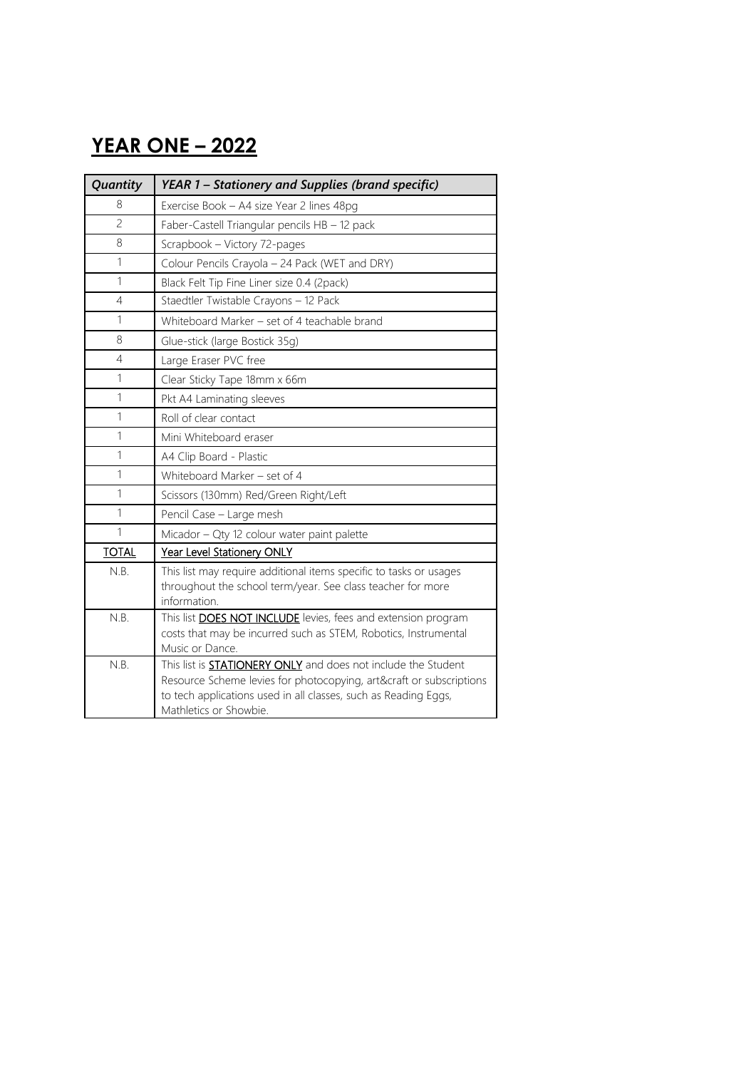# YEAR ONE – 2022

| *Quantity* | *YEAR 1 – Stationery and Supplies (brand specific)* |
|---|---|
| 8 | Exercise Book – A4 size Year 2 lines 48pg |
| 2 | Faber-Castell Triangular pencils HB – 12 pack |
| 8 | Scrapbook – Victory 72-pages |
| 1 | Colour Pencils Crayola – 24 Pack (WET and DRY) |
| 1 | Black Felt Tip Fine Liner size 0.4 (2pack) |
| 4 | Staedtler Twistable Crayons – 12 Pack |
| 1 | Whiteboard Marker – set of 4 teachable brand |
| 8 | Glue-stick (large Bostick 35g) |
| 4 | Large Eraser PVC free |
| 1 | Clear Sticky Tape 18mm x 66m |
| 1 | Pkt A4 Laminating sleeves |
| 1 | Roll of clear contact |
| 1 | Mini Whiteboard eraser |
| 1 | A4 Clip Board - Plastic |
| 1 | Whiteboard Marker – set of 4 |
| 1 | Scissors (130mm) Red/Green Right/Left |
| 1 | Pencil Case – Large mesh |
| 1 | Micador – Qty 12 colour water paint palette |
| <u>TOTAL</u> | <u>Year Level Stationery ONLY</u> |
| N.B. | This list may require additional items specific to tasks or usages throughout the school term/year. See class teacher for more information. |
| N.B. | This list **<u>DOES NOT INCLUDE</u>** levies, fees and extension program costs that may be incurred such as STEM, Robotics, Instrumental Music or Dance. |
| N.B. | This list is **<u>STATIONERY ONLY</u>** and does not include the Student Resource Scheme levies for photocopying, art&craft or subscriptions to tech applications used in all classes, such as Reading Eggs, Mathletics or Showbie. |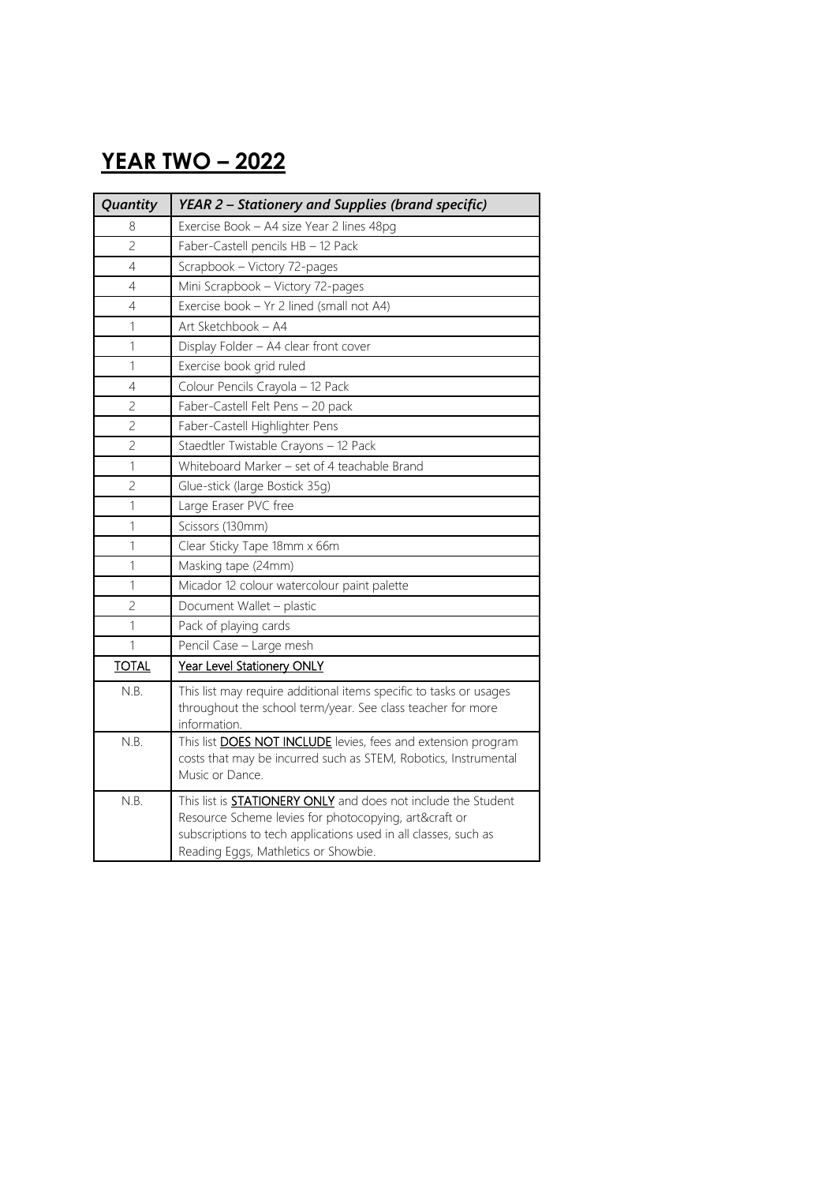# **YEAR TWO – 2022**

| *Quantity* | *YEAR 2 – Stationery and Supplies (brand specific)* |
|---|---|
| 8 | Exercise Book – A4 size Year 2 lines 48pg |
| 2 | Faber-Castell pencils HB – 12 Pack |
| 4 | Scrapbook – Victory 72-pages |
| 4 | Mini Scrapbook – Victory 72-pages |
| 4 | Exercise book – Yr 2 lined (small not A4) |
| 1 | Art Sketchbook – A4 |
| 1 | Display Folder – A4 clear front cover |
| 1 | Exercise book grid ruled |
| 4 | Colour Pencils Crayola – 12 Pack |
| 2 | Faber-Castell Felt Pens – 20 pack |
| 2 | Faber-Castell Highlighter Pens |
| 2 | Staedtler Twistable Crayons – 12 Pack |
| 1 | Whiteboard Marker – set of 4 teachable Brand |
| 2 | Glue-stick (large Bostick 35g) |
| 1 | Large Eraser PVC free |
| 1 | Scissors (130mm) |
| 1 | Clear Sticky Tape 18mm x 66m |
| 1 | Masking tape (24mm) |
| 1 | Micador 12 colour watercolour paint palette |
| 2 | Document Wallet – plastic |
| 1 | Pack of playing cards |
| 1 | Pencil Case – Large mesh |
| <u>TOTAL</u> | <u>Year Level Stationery ONLY</u> |
| N.B. | This list may require additional items specific to tasks or usages throughout the school term/year. See class teacher for more information. |
| N.B. | This list **<u>DOES NOT INCLUDE</u>** levies, fees and extension program costs that may be incurred such as STEM, Robotics, Instrumental Music or Dance. |
| N.B. | This list is **<u>STATIONERY ONLY</u>** and does not include the Student Resource Scheme levies for photocopying, art&craft or subscriptions to tech applications used in all classes, such as Reading Eggs, Mathletics or Showbie. |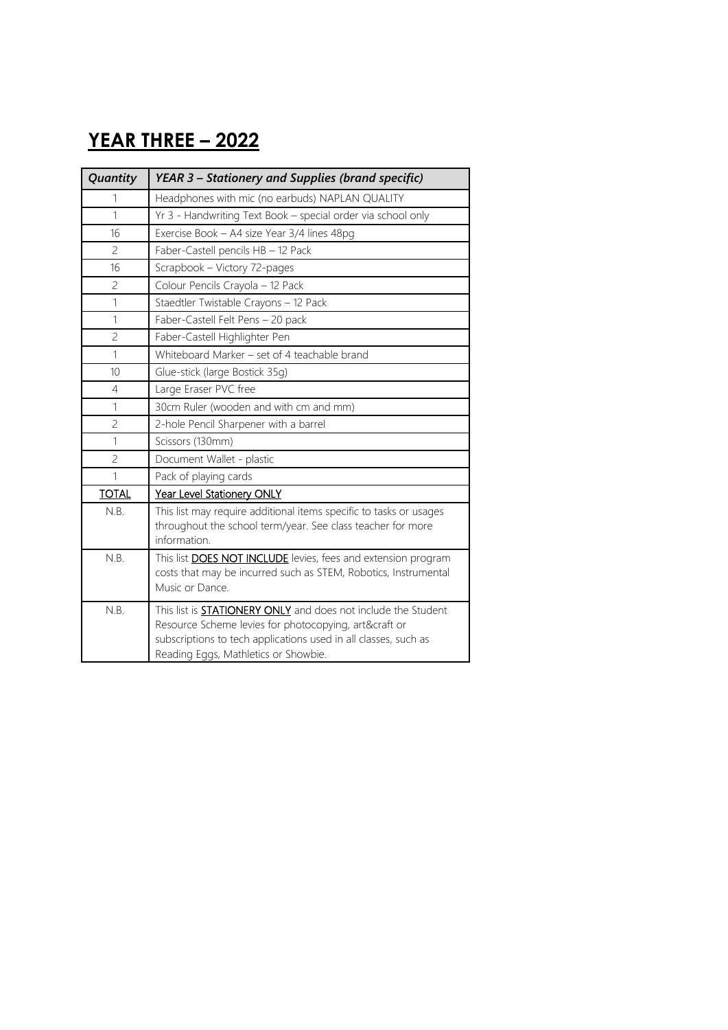# **YEAR THREE – 2022**

| *Quantity* | *YEAR 3 – Stationery and Supplies (brand specific)* |
| --- | --- |
| 1 | Headphones with mic (no earbuds) NAPLAN QUALITY |
| 1 | Yr 3 - Handwriting Text Book – special order via school only |
| 16 | Exercise Book – A4 size Year 3/4 lines 48pg |
| 2 | Faber-Castell pencils HB – 12 Pack |
| 16 | Scrapbook – Victory 72-pages |
| 2 | Colour Pencils Crayola – 12 Pack |
| 1 | Staedtler Twistable Crayons – 12 Pack |
| 1 | Faber-Castell Felt Pens – 20 pack |
| 2 | Faber-Castell Highlighter Pen |
| 1 | Whiteboard Marker – set of 4 teachable brand |
| 10 | Glue-stick (large Bostick 35g) |
| 4 | Large Eraser PVC free |
| 1 | 30cm Ruler (wooden and with cm and mm) |
| 2 | 2-hole Pencil Sharpener with a barrel |
| 1 | Scissors (130mm) |
| 2 | Document Wallet - plastic |
| 1 | Pack of playing cards |
| TOTAL | Year Level Stationery ONLY |
| N.B. | This list may require additional items specific to tasks or usages throughout the school term/year. See class teacher for more information. |
| N.B. | This list **DOES NOT INCLUDE** levies, fees and extension program costs that may be incurred such as STEM, Robotics, Instrumental Music or Dance. |
| N.B. | This list is **STATIONERY ONLY** and does not include the Student Resource Scheme levies for photocopying, art&craft or subscriptions to tech applications used in all classes, such as Reading Eggs, Mathletics or Showbie. |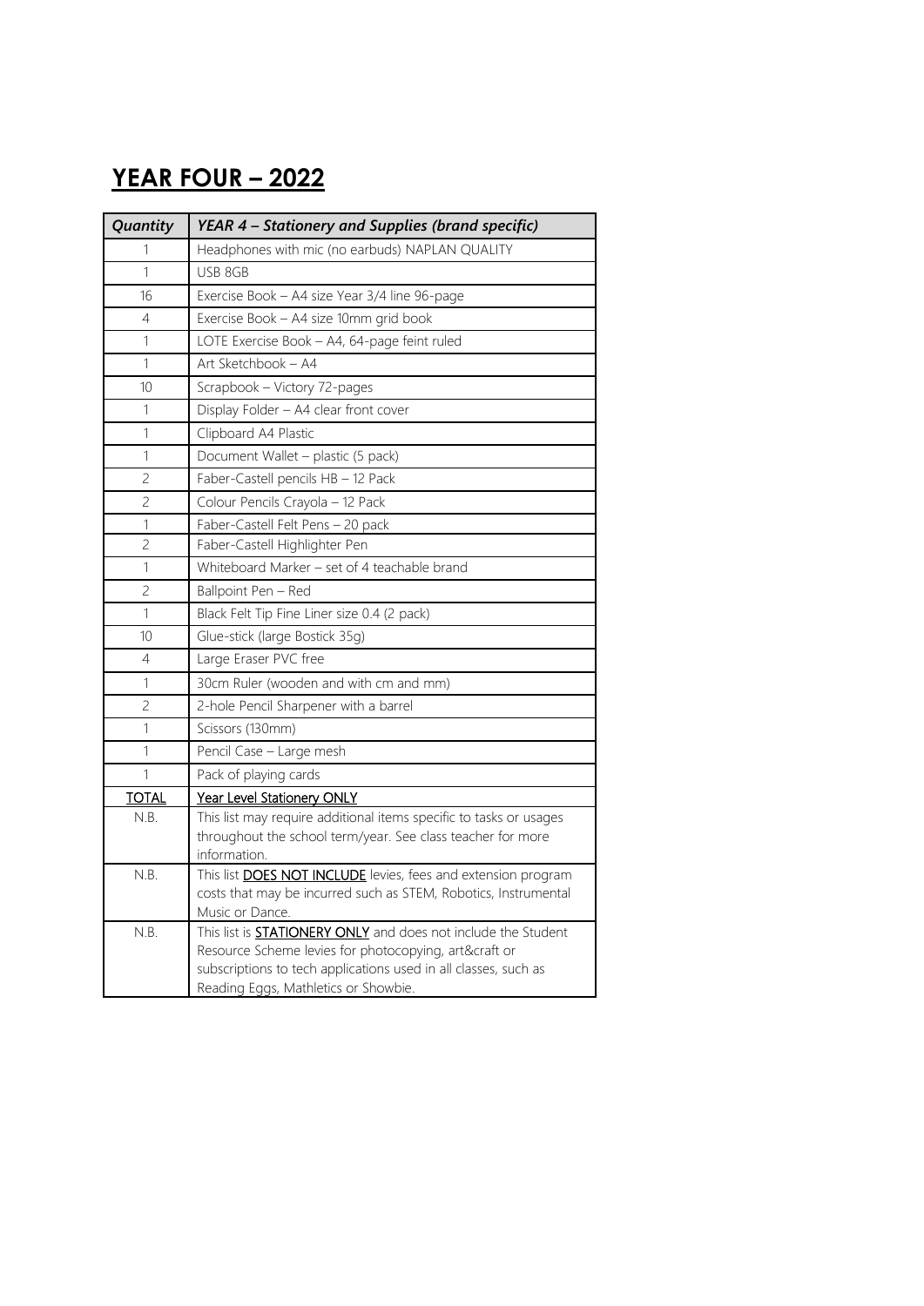# <u>**YEAR FOUR – 2022**</u>

| ***Quantity*** | ***YEAR 4 – Stationery and Supplies (brand specific)*** |
| --- | --- |
| 1 | Headphones with mic (no earbuds) NAPLAN QUALITY |
| 1 | USB 8GB |
| 16 | Exercise Book – A4 size Year 3/4 line 96-page |
| 4 | Exercise Book – A4 size 10mm grid book |
| 1 | LOTE Exercise Book – A4, 64-page feint ruled |
| 1 | Art Sketchbook – A4 |
| 10 | Scrapbook – Victory 72-pages |
| 1 | Display Folder – A4 clear front cover |
| 1 | Clipboard A4 Plastic |
| 1 | Document Wallet – plastic (5 pack) |
| 2 | Faber-Castell pencils HB – 12 Pack |
| 2 | Colour Pencils Crayola – 12 Pack |
| 1 | Faber-Castell Felt Pens – 20 pack |
| 2 | Faber-Castell Highlighter Pen |
| 1 | Whiteboard Marker – set of 4 teachable brand |
| 2 | Ballpoint Pen – Red |
| 1 | Black Felt Tip Fine Liner size 0.4 (2 pack) |
| 10 | Glue-stick (large Bostick 35g) |
| 4 | Large Eraser PVC free |
| 1 | 30cm Ruler (wooden and with cm and mm) |
| 2 | 2-hole Pencil Sharpener with a barrel |
| 1 | Scissors (130mm) |
| 1 | Pencil Case – Large mesh |
| 1 | Pack of playing cards |
| <u>TOTAL</u> | <u>Year Level Stationery ONLY</u> |
| N.B. | This list may require additional items specific to tasks or usages throughout the school term/year. See class teacher for more information. |
| N.B. | This list <u>**DOES NOT INCLUDE**</u> levies, fees and extension program costs that may be incurred such as STEM, Robotics, Instrumental Music or Dance. |
| N.B. | This list is <u>**STATIONERY ONLY**</u> and does not include the Student Resource Scheme levies for photocopying, art&craft or subscriptions to tech applications used in all classes, such as Reading Eggs, Mathletics or Showbie. |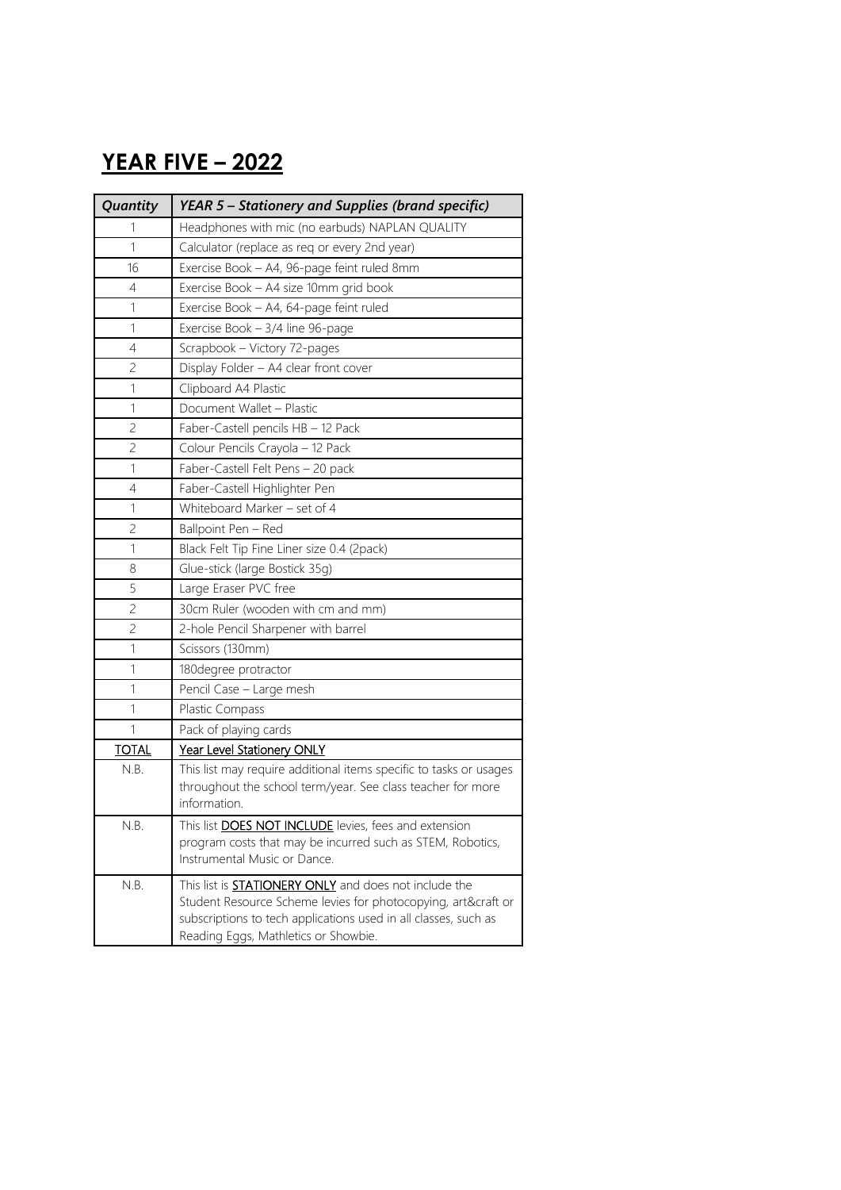# YEAR FIVE – 2022

| *Quantity* | *YEAR 5 – Stationery and Supplies (brand specific)* |
|---|---|
| 1 | Headphones with mic (no earbuds) NAPLAN QUALITY |
| 1 | Calculator (replace as req or every 2nd year) |
| 16 | Exercise Book – A4, 96-page feint ruled 8mm |
| 4 | Exercise Book – A4 size 10mm grid book |
| 1 | Exercise Book – A4, 64-page feint ruled |
| 1 | Exercise Book – 3/4 line 96-page |
| 4 | Scrapbook – Victory 72-pages |
| 2 | Display Folder – A4 clear front cover |
| 1 | Clipboard A4 Plastic |
| 1 | Document Wallet – Plastic |
| 2 | Faber-Castell pencils HB – 12 Pack |
| 2 | Colour Pencils Crayola – 12 Pack |
| 1 | Faber-Castell Felt Pens – 20 pack |
| 4 | Faber-Castell Highlighter Pen |
| 1 | Whiteboard Marker – set of 4 |
| 2 | Ballpoint Pen – Red |
| 1 | Black Felt Tip Fine Liner size 0.4 (2pack) |
| 8 | Glue-stick (large Bostick 35g) |
| 5 | Large Eraser PVC free |
| 2 | 30cm Ruler (wooden with cm and mm) |
| 2 | 2-hole Pencil Sharpener with barrel |
| 1 | Scissors (130mm) |
| 1 | 180degree protractor |
| 1 | Pencil Case – Large mesh |
| 1 | Plastic Compass |
| 1 | Pack of playing cards |
| <u>TOTAL</u> | <u>Year Level Stationery ONLY</u> |
| N.B. | This list may require additional items specific to tasks or usages throughout the school term/year. See class teacher for more information. |
| N.B. | This list **<u>DOES NOT INCLUDE</u>** levies, fees and extension program costs that may be incurred such as STEM, Robotics, Instrumental Music or Dance. |
| N.B. | This list is **<u>STATIONERY ONLY</u>** and does not include the Student Resource Scheme levies for photocopying, art&craft or subscriptions to tech applications used in all classes, such as Reading Eggs, Mathletics or Showbie. |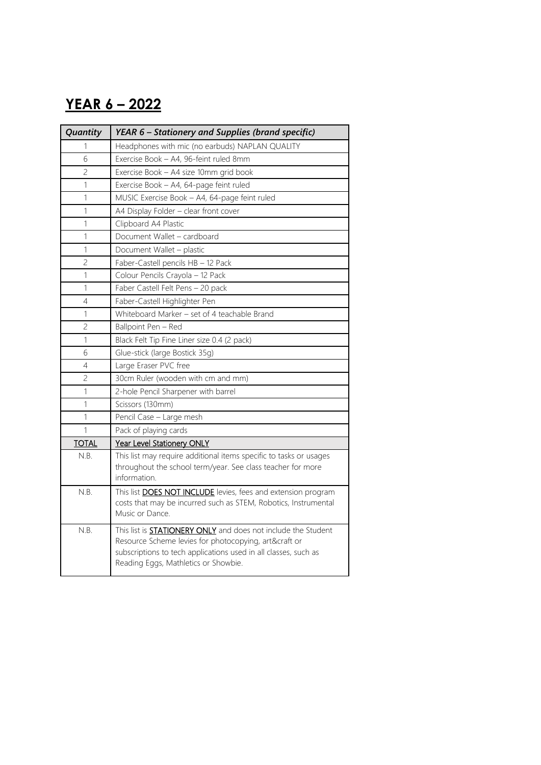# YEAR 6 – 2022

| *Quantity* | *YEAR 6 – Stationery and Supplies (brand specific)* |
|---|---|
| 1 | Headphones with mic (no earbuds) NAPLAN QUALITY |
| 6 | Exercise Book – A4, 96-feint ruled 8mm |
| 2 | Exercise Book – A4 size 10mm grid book |
| 1 | Exercise Book – A4, 64-page feint ruled |
| 1 | MUSIC Exercise Book – A4, 64-page feint ruled |
| 1 | A4 Display Folder – clear front cover |
| 1 | Clipboard A4 Plastic |
| 1 | Document Wallet – cardboard |
| 1 | Document Wallet – plastic |
| 2 | Faber-Castell pencils HB – 12 Pack |
| 1 | Colour Pencils Crayola – 12 Pack |
| 1 | Faber Castell Felt Pens – 20 pack |
| 4 | Faber-Castell Highlighter Pen |
| 1 | Whiteboard Marker – set of 4 teachable Brand |
| 2 | Ballpoint Pen – Red |
| 1 | Black Felt Tip Fine Liner size 0.4 (2 pack) |
| 6 | Glue-stick (large Bostick 35g) |
| 4 | Large Eraser PVC free |
| 2 | 30cm Ruler (wooden with cm and mm) |
| 1 | 2-hole Pencil Sharpener with barrel |
| 1 | Scissors (130mm) |
| 1 | Pencil Case – Large mesh |
| 1 | Pack of playing cards |
| TOTAL | Year Level Stationery ONLY |
| N.B. | This list may require additional items specific to tasks or usages throughout the school term/year. See class teacher for more information. |
| N.B. | This list **DOES NOT INCLUDE** levies, fees and extension program costs that may be incurred such as STEM, Robotics, Instrumental Music or Dance. |
| N.B. | This list is **STATIONERY ONLY** and does not include the Student Resource Scheme levies for photocopying, art&craft or subscriptions to tech applications used in all classes, such as Reading Eggs, Mathletics or Showbie. |